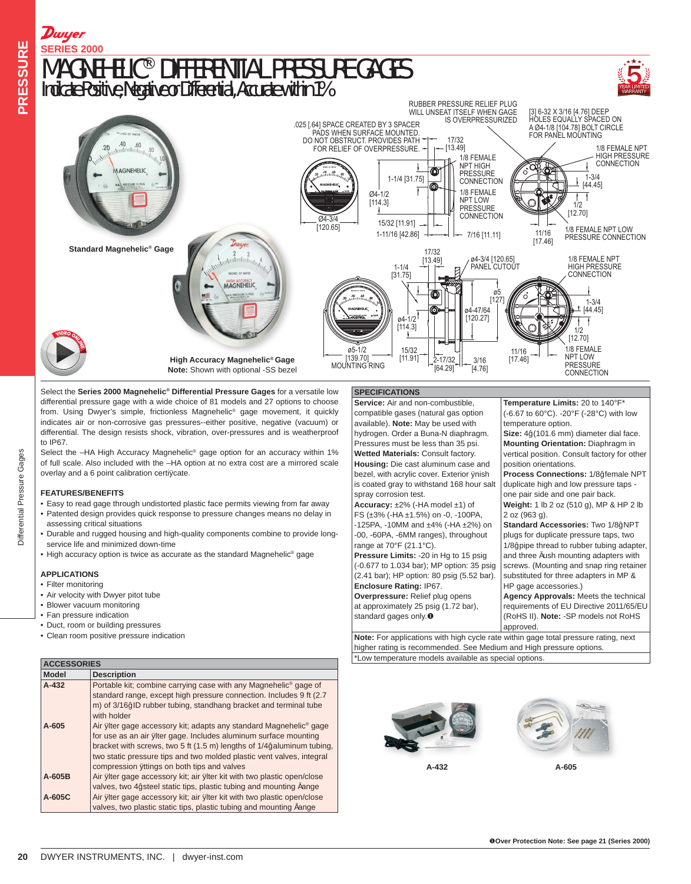Dwyer

SERIES 2000

# MAGNEHELIC® DIFFERENTIAL PRESSURE GAGES

## Indicate Positive, Negative or Differential, Accurate within 1%

Standard Magnehelic® Gage

High Accuracy Magnehelic® Gage
**Note:** Shown with optional -SS bezel

RUBBER PRESSURE RELIEF PLUG WILL UNSEAT ITSELF WHEN GAGE IS OVERPRESSURIZED

.025 [.64] SPACE CREATED BY 3 SPACER PADS WHEN SURFACE MOUNTED. DO NOT OBSTRUCT. PROVIDES PATH FOR RELIEF OF OVERPRESSURE.

[3] 6-32 X 3/16 [4.76] DEEP HOLES EQUALLY SPACED ON A Ø4-1/8 [104.78] BOLT CIRCLE FOR PANEL MOUNTING

Select the **Series 2000 Magnehelic® Differential Pressure Gages** for a versatile low differential pressure gage with a wide choice of 81 models and 27 options to choose from. Using Dwyer's simple, frictionless Magnehelic® gage movement, it quickly indicates air or non-corrosive gas pressures--either positive, negative (vacuum) or differential. The design resists shock, vibration, over-pressures and is weatherproof to IP67.

Select the –HA High Accuracy Magnehelic® gage option for an accuracy within 1% of full scale. Also included with the –HA option at no extra cost are a mirrored scale overlay and a 6 point calibration certificate.

### FEATURES/BENEFITS

- Easy to read gage through undistorted plastic face permits viewing from far away
- Patented design provides quick response to pressure changes means no delay in assessing critical situations
- Durable and rugged housing and high-quality components combine to provide long-service life and minimized down-time
- High accuracy option is twice as accurate as the standard Magnehelic® gage

### APPLICATIONS

- Filter monitoring
- Air velocity with Dwyer pitot tube
- Blower vacuum monitoring
- Fan pressure indication
- Duct, room or building pressures
- Clean room positive pressure indication

### SPECIFICATIONS

**Service:** Air and non-combustible, compatible gases (natural gas option available). **Note:** May be used with hydrogen. Order a Buna-N diaphragm. Pressures must be less than 35 psi.

**Wetted Materials:** Consult factory.

**Housing:** Die cast aluminum case and bezel, with acrylic cover. Exterior finish is coated gray to withstand 168 hour salt spray corrosion test.

**Accuracy:** ±2% (-HA model ±1) of FS (±3% (-HA ±1.5%) on -0, -100PA, -125PA, -10MM and ±4% (-HA ±2%) on -00, -60PA, -6MM ranges), throughout range at 70°F (21.1°C).

**Pressure Limits:** -20 in Hg to 15 psig (-0.677 to 1.034 bar); MP option: 35 psig (2.41 bar); HP option: 80 psig (5.52 bar).

**Enclosure Rating:** IP67.

**Overpressure:** Relief plug opens at approximately 25 psig (1.72 bar), standard gages only.❶

**Temperature Limits:** 20 to 140°F* (-6.67 to 60°C). -20°F (-28°C) with low temperature option.

**Size:** 4" (101.6 mm) diameter dial face.

**Mounting Orientation:** Diaphragm in vertical position. Consult factory for other position orientations.

**Process Connections:** 1/8" female NPT duplicate high and low pressure taps - one pair side and one pair back.

**Weight:** 1 lb 2 oz (510 g), MP & HP 2 lb 2 oz (963 g).

**Standard Accessories:** Two 1/8" NPT plugs for duplicate pressure taps, two 1/8" pipe thread to rubber tubing adapter, and three flush mounting adapters with screws. (Mounting and snap ring retainer substituted for three adapters in MP & HP gage accessories.)

**Agency Approvals:** Meets the technical requirements of EU Directive 2011/65/EU (RoHS II). **Note:** -SP models not RoHS approved.

**Note:** For applications with high cycle rate within gage total pressure rating, next higher rating is recommended. See Medium and High pressure options.

*Low temperature models available as special options.

### ACCESSORIES

| Model | Description |
|---|---|
| A-432 | Portable kit; combine carrying case with any Magnehelic® gage of standard range, except high pressure connection. Includes 9 ft (2.7 m) of 3/16" ID rubber tubing, standhang bracket and terminal tube with holder |
| A-605 | Air filter gage accessory kit; adapts any standard Magnehelic® gage for use as an air filter gage. Includes aluminum surface mounting bracket with screws, two 5 ft (1.5 m) lengths of 1/4" aluminum tubing, two static pressure tips and two molded plastic vent valves, integral compression fittings on both tips and valves |
| A-605B | Air filter gage accessory kit; air filter kit with two plastic open/close valves, two 4" steel static tips, plastic tubing and mounting flange |
| A-605C | Air filter gage accessory kit; air filter kit with two plastic open/close valves, two plastic static tips, plastic tubing and mounting flange |

A-432

A-605

❶Over Protection Note: See page 21 (Series 2000)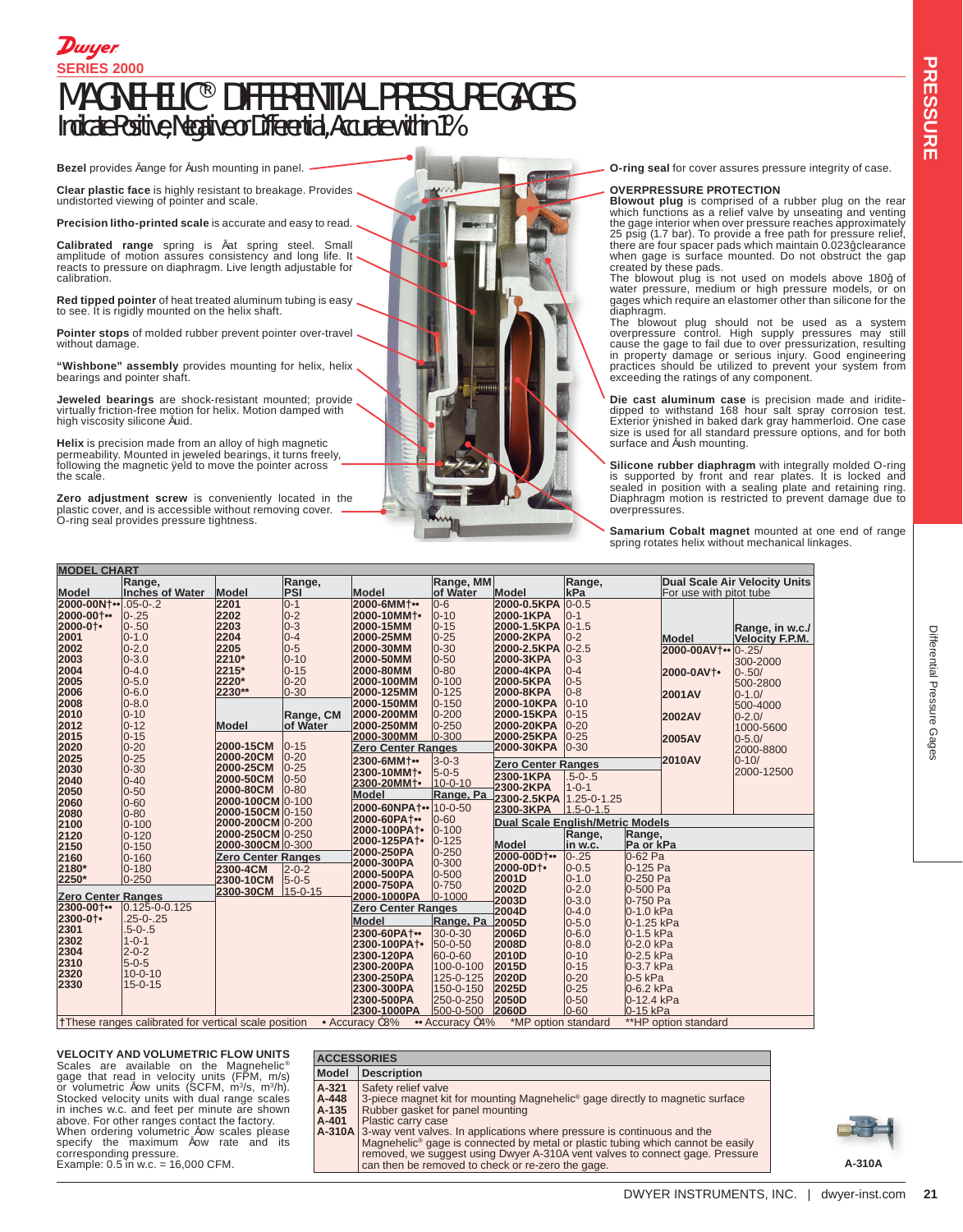**Dwyer**

SERIES 2000

# MAGNEHELIC® DIFFERENTIAL PRESSURE GAGES

## Indicate Positive, Negative or Differential, Accurate within 1%

**Bezel** provides flange for flush mounting in panel.

**Clear plastic face** is highly resistant to breakage. Provides undistorted viewing of pointer and scale.

**Precision litho-printed scale** is accurate and easy to read.

**Calibrated range** spring is flat spring steel. Small amplitude of motion assures consistency and long life. It reacts to pressure on diaphragm. Live length adjustable for calibration.

**Red tipped pointer** of heat treated aluminum tubing is easy to see. It is rigidly mounted on the helix shaft.

**Pointer stops** of molded rubber prevent pointer over-travel without damage.

**"Wishbone" assembly** provides mounting for helix, helix bearings and pointer shaft.

**Jeweled bearings** are shock-resistant mounted; provide virtually friction-free motion for helix. Motion damped with high viscosity silicone fluid.

**Helix** is precision made from an alloy of high magnetic permeability. Mounted in jeweled bearings, it turns freely, following the magnetic field to move the pointer across the scale.

**Zero adjustment screw** is conveniently located in the plastic cover, and is accessible without removing cover. O-ring seal provides pressure tightness.

**O-ring seal** for cover assures pressure integrity of case.

**OVERPRESSURE PROTECTION**
**Blowout plug** is comprised of a rubber plug on the rear which functions as a relief valve by unseating and venting the gage interior when over pressure reaches approximately 25 psig (1.7 bar). To provide a free path for pressure relief, there are four spacer pads which maintain 0.023″ clearance when gage is surface mounted. Do not obstruct the gap created by these pads.
The blowout plug is not used on models above 180″ of water pressure, medium or high pressure models, or on gages which require an elastomer other than silicone for the diaphragm.
The blowout plug should not be used as a system overpressure control. High supply pressures may still cause the gage to fail due to over pressurization, resulting in property damage or serious injury. Good engineering practices should be utilized to prevent your system from exceeding the ratings of any component.

**Die cast aluminum case** is precision made and iridite-dipped to withstand 168 hour salt spray corrosion test. Exterior finished in baked dark gray hammerloid. One case size is used for all standard pressure options, and for both surface and flush mounting.

**Silicone rubber diaphragm** with integrally molded O-ring is supported by front and rear plates. It is locked and sealed in position with a sealing plate and retaining ring. Diaphragm motion is restricted to prevent damage due to overpressures.

**Samarium Cobalt magnet** mounted at one end of range spring rotates helix without mechanical linkages.

### MODEL CHART

| Model | Range, Inches of Water |
|---|---|
| 2000-00N†•• | .05-0-.2 |
| 2000-00†•• | 0-.25 |
| 2000-0†• | 0-.50 |
| 2001 | 0-1.0 |
| 2002 | 0-2.0 |
| 2003 | 0-3.0 |
| 2004 | 0-4.0 |
| 2005 | 0-5.0 |
| 2006 | 0-6.0 |
| 2008 | 0-8.0 |
| 2010 | 0-10 |
| 2012 | 0-12 |
| 2015 | 0-15 |
| 2020 | 0-20 |
| 2025 | 0-25 |
| 2030 | 0-30 |
| 2040 | 0-40 |
| 2050 | 0-50 |
| 2060 | 0-60 |
| 2080 | 0-80 |
| 2100 | 0-100 |
| 2120 | 0-120 |
| 2150 | 0-150 |
| 2160 | 0-160 |
| 2180* | 0-180 |
| 2250* | 0-250 |
| **Zero Center Ranges** | |
| 2300-00†•• | 0.125-0-0.125 |
| 2300-0†• | .25-0-.25 |
| 2301 | .5-0-.5 |
| 2302 | 1-0-1 |
| 2304 | 2-0-2 |
| 2310 | 5-0-5 |
| 2320 | 10-0-10 |
| 2330 | 15-0-15 |

| Model | Range, PSI |
|---|---|
| 2201 | 0-1 |
| 2202 | 0-2 |
| 2203 | 0-3 |
| 2204 | 0-4 |
| 2205 | 0-5 |
| 2210* | 0-10 |
| 2215* | 0-15 |
| 2220* | 0-20 |
| 2230** | 0-30 |

| Model | Range, CM of Water |
|---|---|
| 2000-15CM | 0-15 |
| 2000-20CM | 0-20 |
| 2000-25CM | 0-25 |
| 2000-50CM | 0-50 |
| 2000-80CM | 0-80 |
| 2000-100CM | 0-100 |
| 2000-150CM | 0-150 |
| 2000-200CM | 0-200 |
| 2000-250CM | 0-250 |
| 2000-300CM | 0-300 |
| **Zero Center Ranges** | |
| 2300-4CM | 2-0-2 |
| 2300-10CM | 5-0-5 |
| 2300-30CM | 15-0-15 |

| Model | Range, MM of Water |
|---|---|
| 2000-6MM†•• | 0-6 |
| 2000-10MM†• | 0-10 |
| 2000-15MM | 0-15 |
| 2000-25MM | 0-25 |
| 2000-30MM | 0-30 |
| 2000-50MM | 0-50 |
| 2000-80MM | 0-80 |
| 2000-100MM | 0-100 |
| 2000-125MM | 0-125 |
| 2000-150MM | 0-150 |
| 2000-200MM | 0-200 |
| 2000-250MM | 0-250 |
| 2000-300MM | 0-300 |
| **Zero Center Ranges** | |
| 2300-6MM†•• | 3-0-3 |
| 2300-10MM†• | 5-0-5 |
| 2300-20MM†• | 10-0-10 |

| Model | Range, Pa |
|---|---|
| 2000-60NPA†•• | 10-0-50 |
| 2000-60PA†•• | 0-60 |
| 2000-100PA†• | 0-100 |
| 2000-125PA†• | 0-125 |
| 2000-250PA | 0-250 |
| 2000-300PA | 0-300 |
| 2000-500PA | 0-500 |
| 2000-750PA | 0-750 |
| 2000-1000PA | 0-1000 |
| **Zero Center Ranges** | |
| 2300-60PA†•• | 30-0-30 |
| 2300-100PA†• | 50-0-50 |
| 2300-120PA | 60-0-60 |
| 2300-200PA | 100-0-100 |
| 2300-250PA | 125-0-125 |
| 2300-300PA | 150-0-150 |
| 2300-500PA | 250-0-250 |
| 2300-1000PA | 500-0-500 |

| Model | Range, kPa |
|---|---|
| 2000-0.5KPA | 0-0.5 |
| 2000-1KPA | 0-1 |
| 2000-1.5KPA | 0-1.5 |
| 2000-2KPA | 0-2 |
| 2000-2.5KPA | 0-2.5 |
| 2000-3KPA | 0-3 |
| 2000-4KPA | 0-4 |
| 2000-5KPA | 0-5 |
| 2000-8KPA | 0-8 |
| 2000-10KPA | 0-10 |
| 2000-15KPA | 0-15 |
| 2000-20KPA | 0-20 |
| 2000-25KPA | 0-25 |
| 2000-30KPA | 0-30 |
| **Zero Center Ranges** | |
| 2300-1KPA | .5-0-.5 |
| 2300-2KPA | 1-0-1 |
| 2300-2.5KPA | 1.25-0-1.25 |
| 2300-3KPA | 1.5-0-1.5 |

**Dual Scale Air Velocity Units** — For use with pitot tube

| Model | Range, in w.c./ Velocity F.P.M. |
|---|---|
| 2000-00AV†•• | 0-.25/ 300-2000 |
| 2000-0AV†• | 0-.50/ 500-2800 |
| 2001AV | 0-1.0/ 500-4000 |
| 2002AV | 0-2.0/ 1000-5600 |
| 2005AV | 0-5.0/ 2000-8800 |
| 2010AV | 0-10/ 2000-12500 |

**Dual Scale English/Metric Models**

| Model | Range, in w.c. | Range, Pa or kPa |
|---|---|---|
| 2000-00D†•• | 0-.25 | 0-62 Pa |
| 2000-0D†• | 0-0.5 | 0-125 Pa |
| 2001D | 0-1.0 | 0-250 Pa |
| 2002D | 0-2.0 | 0-500 Pa |
| 2003D | 0-3.0 | 0-750 Pa |
| 2004D | 0-4.0 | 0-1.0 kPa |
| 2005D | 0-5.0 | 0-1.25 kPa |
| 2006D | 0-6.0 | 0-1.5 kPa |
| 2008D | 0-8.0 | 0-2.0 kPa |
| 2010D | 0-10 | 0-2.5 kPa |
| 2015D | 0-15 | 0-3.7 kPa |
| 2020D | 0-20 | 0-5 kPa |
| 2025D | 0-25 | 0-6.2 kPa |
| 2050D | 0-50 | 0-12.4 kPa |
| 2060D | 0-60 | 0-15 kPa |

†These ranges calibrated for vertical scale position • Accuracy ±3% •• Accuracy ±4% *MP option standard **HP option standard

### VELOCITY AND VOLUMETRIC FLOW UNITS

Scales are available on the Magnehelic® gage that read in velocity units (FPM, m/s) or volumetric flow units (SCFM, m³/s, m³/h). Stocked velocity units with dual range scales in inches w.c. and feet per minute are shown above. For other ranges contact the factory. When ordering volumetric flow scales please specify the maximum flow rate and its corresponding pressure.
Example: 0.5 in w.c. = 16,000 CFM.

### ACCESSORIES

| Model | Description |
|---|---|
| A-321 | Safety relief valve |
| A-448 | 3-piece magnet kit for mounting Magnehelic® gage directly to magnetic surface |
| A-135 | Rubber gasket for panel mounting |
| A-401 | Plastic carry case |
| A-310A | 3-way vent valves. In applications where pressure is continuous and the Magnehelic® gage is connected by metal or plastic tubing which cannot be easily removed, we suggest using Dwyer A-310A vent valves to connect gage. Pressure can then be removed to check or re-zero the gage. |

A-310A